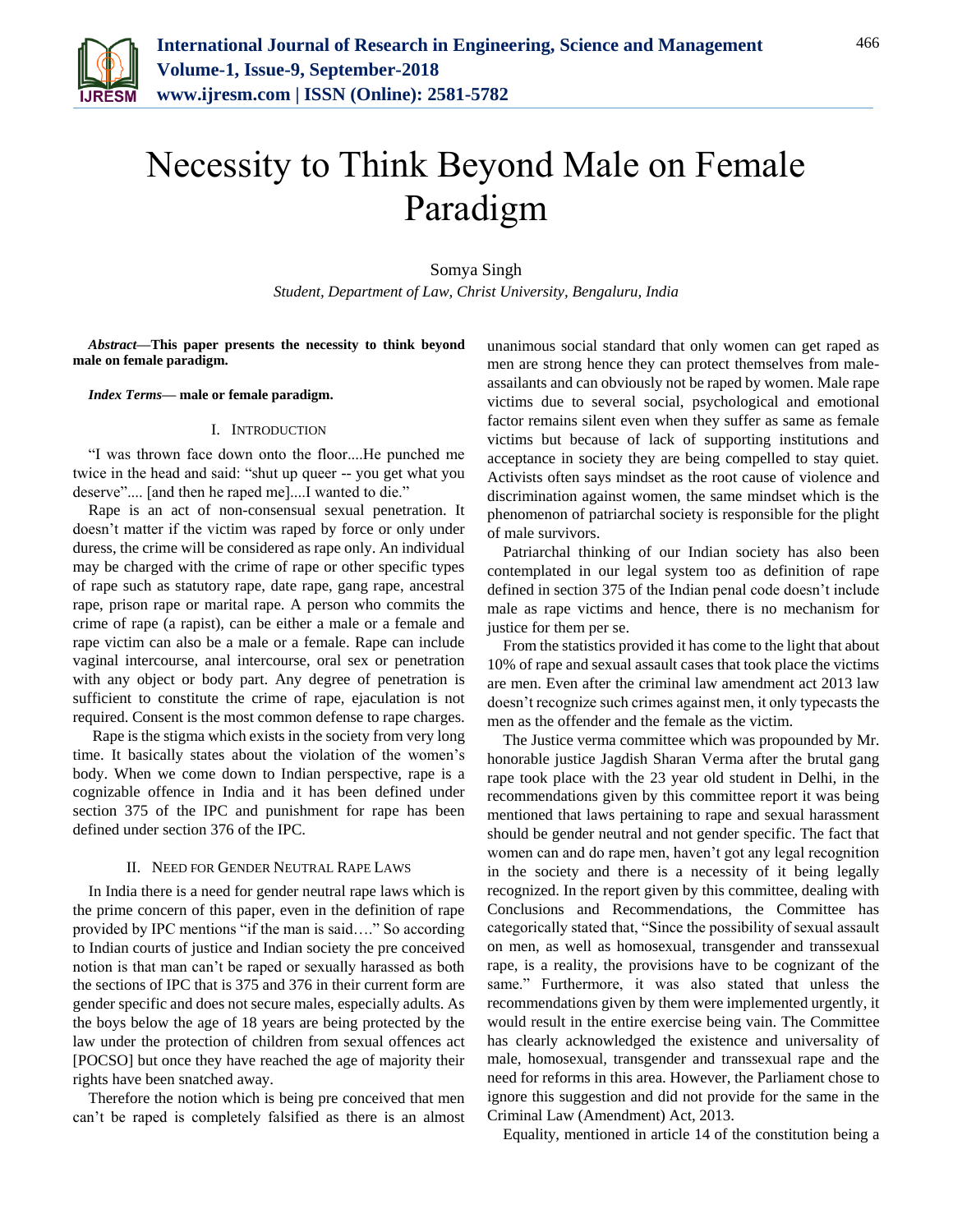# Necessity to Think Beyond Male on Female Paradigm

Somya Singh

*Student, Department of Law, Christ University, Bengaluru, India*

***Abstract*—This paper presents the necessity to think beyond male on female paradigm.**

***Index Terms*— male or female paradigm.**

## I. Introduction

"I was thrown face down onto the floor....He punched me twice in the head and said: "shut up queer -- you get what you deserve".... [and then he raped me]....I wanted to die."

Rape is an act of non-consensual sexual penetration. It doesn't matter if the victim was raped by force or only under duress, the crime will be considered as rape only. An individual may be charged with the crime of rape or other specific types of rape such as statutory rape, date rape, gang rape, ancestral rape, prison rape or marital rape. A person who commits the crime of rape (a rapist), can be either a male or a female and rape victim can also be a male or a female. Rape can include vaginal intercourse, anal intercourse, oral sex or penetration with any object or body part. Any degree of penetration is sufficient to constitute the crime of rape, ejaculation is not required. Consent is the most common defense to rape charges.

Rape is the stigma which exists in the society from very long time. It basically states about the violation of the women's body. When we come down to Indian perspective, rape is a cognizable offence in India and it has been defined under section 375 of the IPC and punishment for rape has been defined under section 376 of the IPC.

## II. Need for Gender Neutral Rape Laws

In India there is a need for gender neutral rape laws which is the prime concern of this paper, even in the definition of rape provided by IPC mentions "if the man is said…." So according to Indian courts of justice and Indian society the pre conceived notion is that man can't be raped or sexually harassed as both the sections of IPC that is 375 and 376 in their current form are gender specific and does not secure males, especially adults. As the boys below the age of 18 years are being protected by the law under the protection of children from sexual offences act [POCSO] but once they have reached the age of majority their rights have been snatched away.

Therefore the notion which is being pre conceived that men can't be raped is completely falsified as there is an almost unanimous social standard that only women can get raped as men are strong hence they can protect themselves from male-assailants and can obviously not be raped by women. Male rape victims due to several social, psychological and emotional factor remains silent even when they suffer as same as female victims but because of lack of supporting institutions and acceptance in society they are being compelled to stay quiet. Activists often says mindset as the root cause of violence and discrimination against women, the same mindset which is the phenomenon of patriarchal society is responsible for the plight of male survivors.

Patriarchal thinking of our Indian society has also been contemplated in our legal system too as definition of rape defined in section 375 of the Indian penal code doesn't include male as rape victims and hence, there is no mechanism for justice for them per se.

From the statistics provided it has come to the light that about 10% of rape and sexual assault cases that took place the victims are men. Even after the criminal law amendment act 2013 law doesn't recognize such crimes against men, it only typecasts the men as the offender and the female as the victim.

The Justice verma committee which was propounded by Mr. honorable justice Jagdish Sharan Verma after the brutal gang rape took place with the 23 year old student in Delhi, in the recommendations given by this committee report it was being mentioned that laws pertaining to rape and sexual harassment should be gender neutral and not gender specific. The fact that women can and do rape men, haven't got any legal recognition in the society and there is a necessity of it being legally recognized. In the report given by this committee, dealing with Conclusions and Recommendations, the Committee has categorically stated that, "Since the possibility of sexual assault on men, as well as homosexual, transgender and transsexual rape, is a reality, the provisions have to be cognizant of the same." Furthermore, it was also stated that unless the recommendations given by them were implemented urgently, it would result in the entire exercise being vain. The Committee has clearly acknowledged the existence and universality of male, homosexual, transgender and transsexual rape and the need for reforms in this area. However, the Parliament chose to ignore this suggestion and did not provide for the same in the Criminal Law (Amendment) Act, 2013.

Equality, mentioned in article 14 of the constitution being a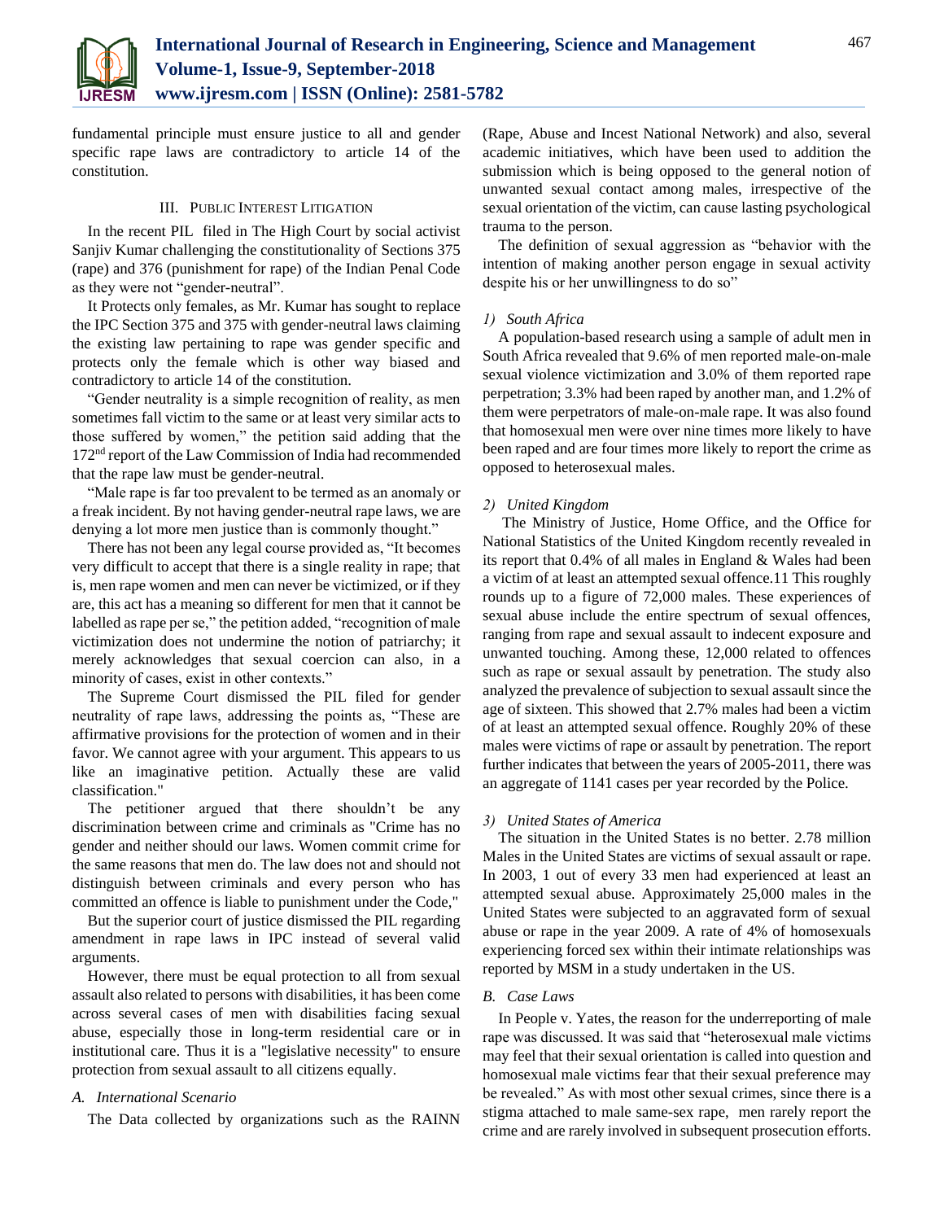fundamental principle must ensure justice to all and gender specific rape laws are contradictory to article 14 of the constitution.

## III. Public Interest Litigation

In the recent PIL filed in The High Court by social activist Sanjiv Kumar challenging the constitutionality of Sections 375 (rape) and 376 (punishment for rape) of the Indian Penal Code as they were not "gender-neutral".

It Protects only females, as Mr. Kumar has sought to replace the IPC Section 375 and 375 with gender-neutral laws claiming the existing law pertaining to rape was gender specific and protects only the female which is other way biased and contradictory to article 14 of the constitution.

"Gender neutrality is a simple recognition of reality, as men sometimes fall victim to the same or at least very similar acts to those suffered by women," the petition said adding that the 172nd report of the Law Commission of India had recommended that the rape law must be gender-neutral.

"Male rape is far too prevalent to be termed as an anomaly or a freak incident. By not having gender-neutral rape laws, we are denying a lot more men justice than is commonly thought."

There has not been any legal course provided as, "It becomes very difficult to accept that there is a single reality in rape; that is, men rape women and men can never be victimized, or if they are, this act has a meaning so different for men that it cannot be labelled as rape per se," the petition added, "recognition of male victimization does not undermine the notion of patriarchy; it merely acknowledges that sexual coercion can also, in a minority of cases, exist in other contexts."

The Supreme Court dismissed the PIL filed for gender neutrality of rape laws, addressing the points as, "These are affirmative provisions for the protection of women and in their favor. We cannot agree with your argument. This appears to us like an imaginative petition. Actually these are valid classification."

The petitioner argued that there shouldn't be any discrimination between crime and criminals as "Crime has no gender and neither should our laws. Women commit crime for the same reasons that men do. The law does not and should not distinguish between criminals and every person who has committed an offence is liable to punishment under the Code,"

But the superior court of justice dismissed the PIL regarding amendment in rape laws in IPC instead of several valid arguments.

However, there must be equal protection to all from sexual assault also related to persons with disabilities, it has been come across several cases of men with disabilities facing sexual abuse, especially those in long-term residential care or in institutional care. Thus it is a "legislative necessity" to ensure protection from sexual assault to all citizens equally.

### *A. International Scenario*

The Data collected by organizations such as the RAINN (Rape, Abuse and Incest National Network) and also, several academic initiatives, which have been used to addition the submission which is being opposed to the general notion of unwanted sexual contact among males, irrespective of the sexual orientation of the victim, can cause lasting psychological trauma to the person.

The definition of sexual aggression as "behavior with the intention of making another person engage in sexual activity despite his or her unwillingness to do so"

#### *1) South Africa*

A population-based research using a sample of adult men in South Africa revealed that 9.6% of men reported male-on-male sexual violence victimization and 3.0% of them reported rape perpetration; 3.3% had been raped by another man, and 1.2% of them were perpetrators of male-on-male rape. It was also found that homosexual men were over nine times more likely to have been raped and are four times more likely to report the crime as opposed to heterosexual males.

#### *2) United Kingdom*

The Ministry of Justice, Home Office, and the Office for National Statistics of the United Kingdom recently revealed in its report that 0.4% of all males in England & Wales had been a victim of at least an attempted sexual offence.11 This roughly rounds up to a figure of 72,000 males. These experiences of sexual abuse include the entire spectrum of sexual offences, ranging from rape and sexual assault to indecent exposure and unwanted touching. Among these, 12,000 related to offences such as rape or sexual assault by penetration. The study also analyzed the prevalence of subjection to sexual assault since the age of sixteen. This showed that 2.7% males had been a victim of at least an attempted sexual offence. Roughly 20% of these males were victims of rape or assault by penetration. The report further indicates that between the years of 2005-2011, there was an aggregate of 1141 cases per year recorded by the Police.

#### *3) United States of America*

The situation in the United States is no better. 2.78 million Males in the United States are victims of sexual assault or rape. In 2003, 1 out of every 33 men had experienced at least an attempted sexual abuse. Approximately 25,000 males in the United States were subjected to an aggravated form of sexual abuse or rape in the year 2009. A rate of 4% of homosexuals experiencing forced sex within their intimate relationships was reported by MSM in a study undertaken in the US.

### *B. Case Laws*

In People v. Yates, the reason for the underreporting of male rape was discussed. It was said that "heterosexual male victims may feel that their sexual orientation is called into question and homosexual male victims fear that their sexual preference may be revealed." As with most other sexual crimes, since there is a stigma attached to male same-sex rape, men rarely report the crime and are rarely involved in subsequent prosecution efforts.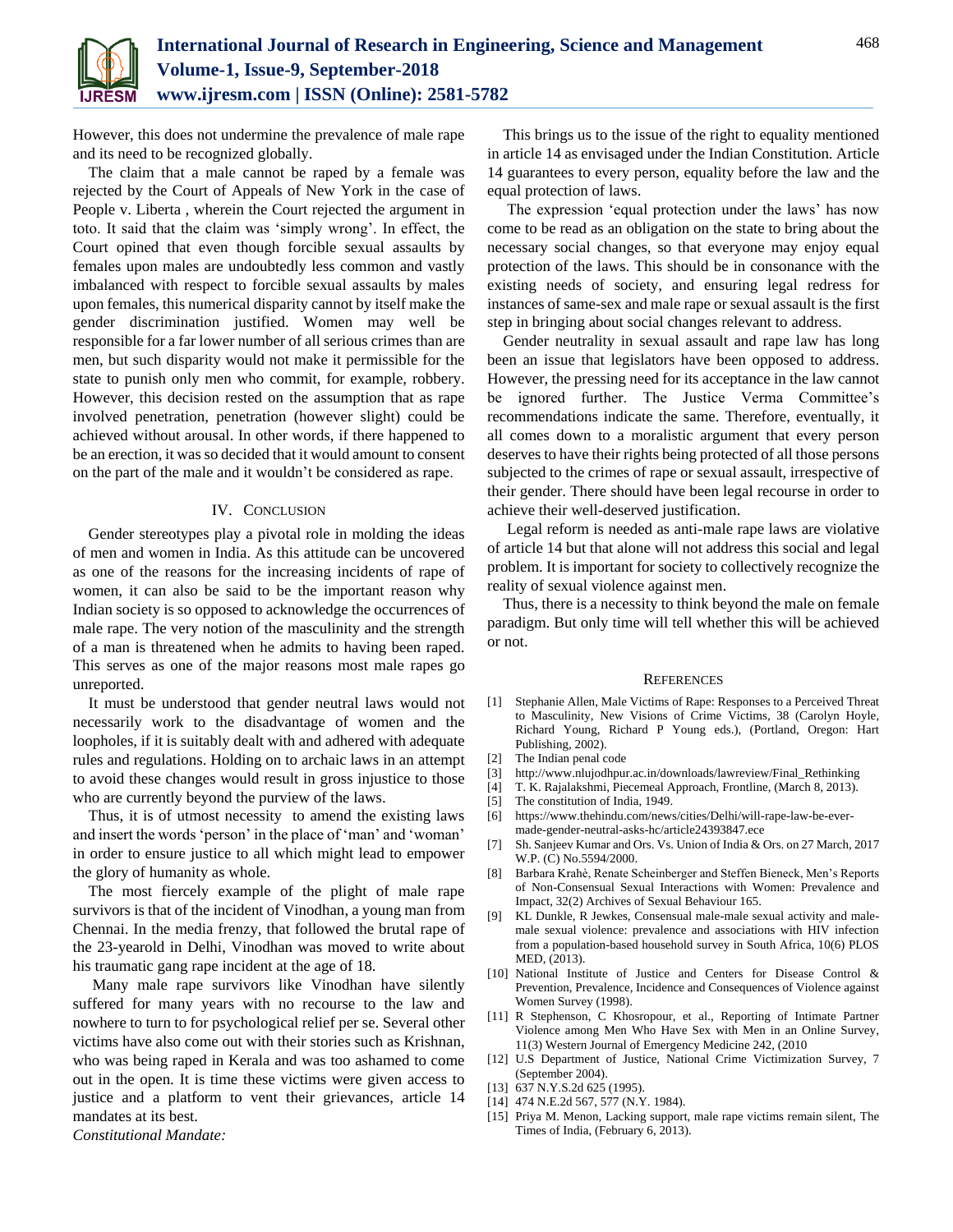However, this does not undermine the prevalence of male rape and its need to be recognized globally.

The claim that a male cannot be raped by a female was rejected by the Court of Appeals of New York in the case of People v. Liberta , wherein the Court rejected the argument in toto. It said that the claim was 'simply wrong'. In effect, the Court opined that even though forcible sexual assaults by females upon males are undoubtedly less common and vastly imbalanced with respect to forcible sexual assaults by males upon females, this numerical disparity cannot by itself make the gender discrimination justified. Women may well be responsible for a far lower number of all serious crimes than are men, but such disparity would not make it permissible for the state to punish only men who commit, for example, robbery. However, this decision rested on the assumption that as rape involved penetration, penetration (however slight) could be achieved without arousal. In other words, if there happened to be an erection, it was so decided that it would amount to consent on the part of the male and it wouldn't be considered as rape.

## IV. Conclusion

Gender stereotypes play a pivotal role in molding the ideas of men and women in India. As this attitude can be uncovered as one of the reasons for the increasing incidents of rape of women, it can also be said to be the important reason why Indian society is so opposed to acknowledge the occurrences of male rape. The very notion of the masculinity and the strength of a man is threatened when he admits to having been raped. This serves as one of the major reasons most male rapes go unreported.

It must be understood that gender neutral laws would not necessarily work to the disadvantage of women and the loopholes, if it is suitably dealt with and adhered with adequate rules and regulations. Holding on to archaic laws in an attempt to avoid these changes would result in gross injustice to those who are currently beyond the purview of the laws.

Thus, it is of utmost necessity to amend the existing laws and insert the words 'person' in the place of 'man' and 'woman' in order to ensure justice to all which might lead to empower the glory of humanity as whole.

The most fiercely example of the plight of male rape survivors is that of the incident of Vinodhan, a young man from Chennai. In the media frenzy, that followed the brutal rape of the 23-yearold in Delhi, Vinodhan was moved to write about his traumatic gang rape incident at the age of 18.

Many male rape survivors like Vinodhan have silently suffered for many years with no recourse to the law and nowhere to turn to for psychological relief per se. Several other victims have also come out with their stories such as Krishnan, who was being raped in Kerala and was too ashamed to come out in the open. It is time these victims were given access to justice and a platform to vent their grievances, article 14 mandates at its best.

*Constitutional Mandate:*

This brings us to the issue of the right to equality mentioned in article 14 as envisaged under the Indian Constitution. Article 14 guarantees to every person, equality before the law and the equal protection of laws.

The expression 'equal protection under the laws' has now come to be read as an obligation on the state to bring about the necessary social changes, so that everyone may enjoy equal protection of the laws. This should be in consonance with the existing needs of society, and ensuring legal redress for instances of same-sex and male rape or sexual assault is the first step in bringing about social changes relevant to address.

Gender neutrality in sexual assault and rape law has long been an issue that legislators have been opposed to address. However, the pressing need for its acceptance in the law cannot be ignored further. The Justice Verma Committee's recommendations indicate the same. Therefore, eventually, it all comes down to a moralistic argument that every person deserves to have their rights being protected of all those persons subjected to the crimes of rape or sexual assault, irrespective of their gender. There should have been legal recourse in order to achieve their well-deserved justification.

Legal reform is needed as anti-male rape laws are violative of article 14 but that alone will not address this social and legal problem. It is important for society to collectively recognize the reality of sexual violence against men.

Thus, there is a necessity to think beyond the male on female paradigm. But only time will tell whether this will be achieved or not.

## References

[1] Stephanie Allen, Male Victims of Rape: Responses to a Perceived Threat to Masculinity, New Visions of Crime Victims, 38 (Carolyn Hoyle, Richard Young, Richard P Young eds.), (Portland, Oregon: Hart Publishing, 2002).
[2] The Indian penal code
[3] http://www.nlujodhpur.ac.in/downloads/lawreview/Final_Rethinking
[4] T. K. Rajalakshmi, Piecemeal Approach, Frontline, (March 8, 2013).
[5] The constitution of India, 1949.
[6] https://www.thehindu.com/news/cities/Delhi/will-rape-law-be-ever-made-gender-neutral-asks-hc/article24393847.ece
[7] Sh. Sanjeev Kumar and Ors. Vs. Union of India & Ors. on 27 March, 2017 W.P. (C) No.5594/2000.
[8] Barbara Krahè, Renate Scheinberger and Steffen Bieneck, Men's Reports of Non-Consensual Sexual Interactions with Women: Prevalence and Impact, 32(2) Archives of Sexual Behaviour 165.
[9] KL Dunkle, R Jewkes, Consensual male-male sexual activity and male-male sexual violence: prevalence and associations with HIV infection from a population-based household survey in South Africa, 10(6) PLOS MED, (2013).
[10] National Institute of Justice and Centers for Disease Control & Prevention, Prevalence, Incidence and Consequences of Violence against Women Survey (1998).
[11] R Stephenson, C Khosropour, et al., Reporting of Intimate Partner Violence among Men Who Have Sex with Men in an Online Survey, 11(3) Western Journal of Emergency Medicine 242, (2010
[12] U.S Department of Justice, National Crime Victimization Survey, 7 (September 2004).
[13] 637 N.Y.S.2d 625 (1995).
[14] 474 N.E.2d 567, 577 (N.Y. 1984).
[15] Priya M. Menon, Lacking support, male rape victims remain silent, The Times of India, (February 6, 2013).